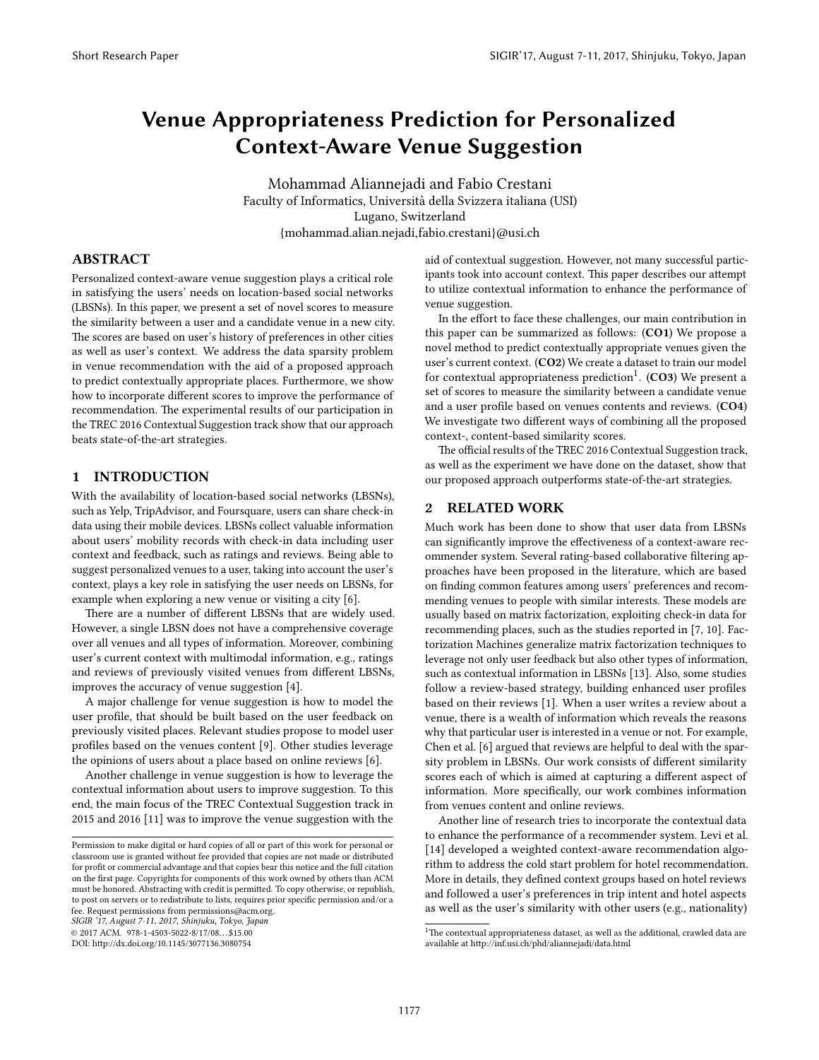# Venue Appropriateness Prediction for Personalized Context-Aware Venue Suggestion

Mohammad Aliannejadi and Fabio Crestani
Faculty of Informatics, Università della Svizzera italiana (USI)
Lugano, Switzerland
{mohammad.alian.nejadi,fabio.crestani}@usi.ch

## ABSTRACT

Personalized context-aware venue suggestion plays a critical role in satisfying the users' needs on location-based social networks (LBSNs). In this paper, we present a set of novel scores to measure the similarity between a user and a candidate venue in a new city. The scores are based on user's history of preferences in other cities as well as user's context. We address the data sparsity problem in venue recommendation with the aid of a proposed approach to predict contextually appropriate places. Furthermore, we show how to incorporate different scores to improve the performance of recommendation. The experimental results of our participation in the TREC 2016 Contextual Suggestion track show that our approach beats state-of-the-art strategies.

## 1 INTRODUCTION

With the availability of location-based social networks (LBSNs), such as Yelp, TripAdvisor, and Foursquare, users can share check-in data using their mobile devices. LBSNs collect valuable information about users' mobility records with check-in data including user context and feedback, such as ratings and reviews. Being able to suggest personalized venues to a user, taking into account the user's context, plays a key role in satisfying the user needs on LBSNs, for example when exploring a new venue or visiting a city [6].

There are a number of different LBSNs that are widely used. However, a single LBSN does not have a comprehensive coverage over all venues and all types of information. Moreover, combining user's current context with multimodal information, e.g., ratings and reviews of previously visited venues from different LBSNs, improves the accuracy of venue suggestion [4].

A major challenge for venue suggestion is how to model the user profile, that should be built based on the user feedback on previously visited places. Relevant studies propose to model user profiles based on the venues content [9]. Other studies leverage the opinions of users about a place based on online reviews [6].

Another challenge in venue suggestion is how to leverage the contextual information about users to improve suggestion. To this end, the main focus of the TREC Contextual Suggestion track in 2015 and 2016 [11] was to improve the venue suggestion with the aid of contextual suggestion. However, not many successful participants took into account context. This paper describes our attempt to utilize contextual information to enhance the performance of venue suggestion.

In the effort to face these challenges, our main contribution in this paper can be summarized as follows: **(CO1)** We propose a novel method to predict contextually appropriate venues given the user's current context. **(CO2)** We create a dataset to train our model for contextual appropriateness prediction[1]. **(CO3)** We present a set of scores to measure the similarity between a candidate venue and a user profile based on venues contents and reviews. **(CO4)** We investigate two different ways of combining all the proposed context-, content-based similarity scores.

The official results of the TREC 2016 Contextual Suggestion track, as well as the experiment we have done on the dataset, show that our proposed approach outperforms state-of-the-art strategies.

## 2 RELATED WORK

Much work has been done to show that user data from LBSNs can significantly improve the effectiveness of a context-aware recommender system. Several rating-based collaborative filtering approaches have been proposed in the literature, which are based on finding common features among users' preferences and recommending venues to people with similar interests. These models are usually based on matrix factorization, exploiting check-in data for recommending places, such as the studies reported in [7, 10]. Factorization Machines generalize matrix factorization techniques to leverage not only user feedback but also other types of information, such as contextual information in LBSNs [13]. Also, some studies follow a review-based strategy, building enhanced user profiles based on their reviews [1]. When a user writes a review about a venue, there is a wealth of information which reveals the reasons why that particular user is interested in a venue or not. For example, Chen et al. [6] argued that reviews are helpful to deal with the sparsity problem in LBSNs. Our work consists of different similarity scores each of which is aimed at capturing a different aspect of information. More specifically, our work combines information from venues content and online reviews.

Another line of research tries to incorporate the contextual data to enhance the performance of a recommender system. Levi et al. [14] developed a weighted context-aware recommendation algorithm to address the cold start problem for hotel recommendation. More in details, they defined context groups based on hotel reviews and followed a user's preferences in trip intent and hotel aspects as well as the user's similarity with other users (e.g., nationality)

---

Permission to make digital or hard copies of all or part of this work for personal or classroom use is granted without fee provided that copies are not made or distributed for profit or commercial advantage and that copies bear this notice and the full citation on the first page. Copyrights for components of this work owned by others than ACM must be honored. Abstracting with credit is permitted. To copy otherwise, or republish, to post on servers or to redistribute to lists, requires prior specific permission and/or a fee. Request permissions from permissions@acm.org.
*SIGIR '17, August 7-11, 2017, Shinjuku, Tokyo, Japan*
© 2017 ACM. 978-1-4503-5022-8/17/08…$15.00
DOI: http://dx.doi.org/10.1145/3077136.3080754

[1] The contextual appropriateness dataset, as well as the additional, crawled data are available at http://inf.usi.ch/phd/aliannejadi/data.html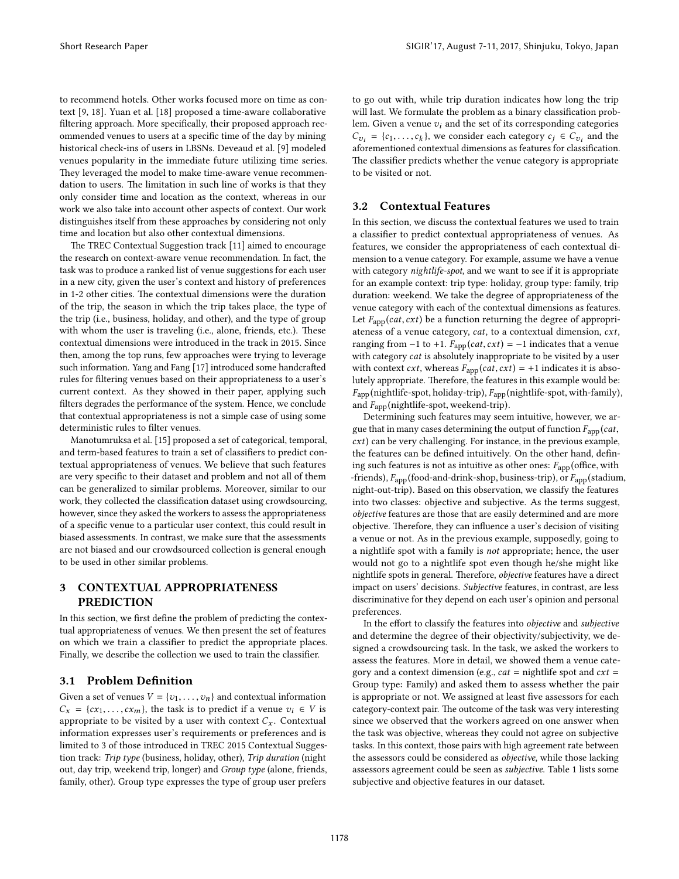to recommend hotels. Other works focused more on time as context [9, 18]. Yuan et al. [18] proposed a time-aware collaborative filtering approach. More specifically, their proposed approach recommended venues to users at a specific time of the day by mining historical check-ins of users in LBSNs. Deveaud et al. [9] modeled venues popularity in the immediate future utilizing time series. They leveraged the model to make time-aware venue recommendation to users. The limitation in such line of works is that they only consider time and location as the context, whereas in our work we also take into account other aspects of context. Our work distinguishes itself from these approaches by considering not only time and location but also other contextual dimensions.

The TREC Contextual Suggestion track [11] aimed to encourage the research on context-aware venue recommendation. In fact, the task was to produce a ranked list of venue suggestions for each user in a new city, given the user's context and history of preferences in 1-2 other cities. The contextual dimensions were the duration of the trip, the season in which the trip takes place, the type of the trip (i.e., business, holiday, and other), and the type of group with whom the user is traveling (i.e., alone, friends, etc.). These contextual dimensions were introduced in the track in 2015. Since then, among the top runs, few approaches were trying to leverage such information. Yang and Fang [17] introduced some handcrafted rules for filtering venues based on their appropriateness to a user's current context. As they showed in their paper, applying such filters degrades the performance of the system. Hence, we conclude that contextual appropriateness is not a simple case of using some deterministic rules to filter venues.

Manotumruksa et al. [15] proposed a set of categorical, temporal, and term-based features to train a set of classifiers to predict contextual appropriateness of venues. We believe that such features are very specific to their dataset and problem and not all of them can be generalized to similar problems. Moreover, similar to our work, they collected the classification dataset using crowdsourcing, however, since they asked the workers to assess the appropriateness of a specific venue to a particular user context, this could result in biased assessments. In contrast, we make sure that the assessments are not biased and our crowdsourced collection is general enough to be used in other similar problems.

## 3 CONTEXTUAL APPROPRIATENESS PREDICTION

In this section, we first define the problem of predicting the contextual appropriateness of venues. We then present the set of features on which we train a classifier to predict the appropriate places. Finally, we describe the collection we used to train the classifier.

### 3.1 Problem Definition

Given a set of venues $V = \{v_1, \ldots, v_n\}$ and contextual information $C_x = \{cx_1, \ldots, cx_m\}$, the task is to predict if a venue $v_i \in V$ is appropriate to be visited by a user with context $C_x$. Contextual information expresses user's requirements or preferences and is limited to 3 of those introduced in TREC 2015 Contextual Suggestion track: *Trip type* (business, holiday, other), *Trip duration* (night out, day trip, weekend trip, longer) and *Group type* (alone, friends, family, other). Group type expresses the type of group user prefers to go out with, while trip duration indicates how long the trip will last. We formulate the problem as a binary classification problem. Given a venue $v_i$ and the set of its corresponding categories $C_{v_i} = \{c_1, \ldots, c_k\}$, we consider each category $c_j \in C_{v_i}$ and the aforementioned contextual dimensions as features for classification. The classifier predicts whether the venue category is appropriate to be visited or not.

### 3.2 Contextual Features

In this section, we discuss the contextual features we used to train a classifier to predict contextual appropriateness of venues. As features, we consider the appropriateness of each contextual dimension to a venue category. For example, assume we have a venue with category *nightlife-spot*, and we want to see if it is appropriate for an example context: trip type: holiday, group type: family, trip duration: weekend. We take the degree of appropriateness of the venue category with each of the contextual dimensions as features. Let $F_{\text{app}}(cat, cxt)$ be a function returning the degree of appropriateness of a venue category, $cat$, to a contextual dimension, $cxt$, ranging from $-1$ to $+1$. $F_{\text{app}}(cat, cxt) = -1$ indicates that a venue with category $cat$ is absolutely inappropriate to be visited by a user with context $cxt$, whereas $F_{\text{app}}(cat, cxt) = +1$ indicates it is absolutely appropriate. Therefore, the features in this example would be: $F_{\text{app}}$(nightlife-spot, holiday-trip), $F_{\text{app}}$(nightlife-spot, with-family), and $F_{\text{app}}$(nightlife-spot, weekend-trip).

Determining such features may seem intuitive, however, we argue that in many cases determining the output of function $F_{\text{app}}(cat, cxt)$ can be very challenging. For instance, in the previous example, the features can be defined intuitively. On the other hand, defining such features is not as intuitive as other ones: $F_{\text{app}}$(office, with-friends), $F_{\text{app}}$(food-and-drink-shop, business-trip), or $F_{\text{app}}$(stadium, night-out-trip). Based on this observation, we classify the features into two classes: objective and subjective. As the terms suggest, *objective* features are those that are easily determined and are more objective. Therefore, they can influence a user's decision of visiting a venue or not. As in the previous example, supposedly, going to a nightlife spot with a family is *not* appropriate; hence, the user would not go to a nightlife spot even though he/she might like nightlife spots in general. Therefore, *objective* features have a direct impact on users' decisions. *Subjective* features, in contrast, are less discriminative for they depend on each user's opinion and personal preferences.

In the effort to classify the features into *objective* and *subjective* and determine the degree of their objectivity/subjectivity, we designed a crowdsourcing task. In the task, we asked the workers to assess the features. More in detail, we showed them a venue category and a context dimension (e.g., $cat$ = nightlife spot and $cxt$ = Group type: Family) and asked them to assess whether the pair is appropriate or not. We assigned at least five assessors for each category-context pair. The outcome of the task was very interesting since we observed that the workers agreed on one answer when the task was objective, whereas they could not agree on subjective tasks. In this context, those pairs with high agreement rate between the assessors could be considered as *objective*, while those lacking assessors agreement could be seen as *subjective*. Table 1 lists some subjective and objective features in our dataset.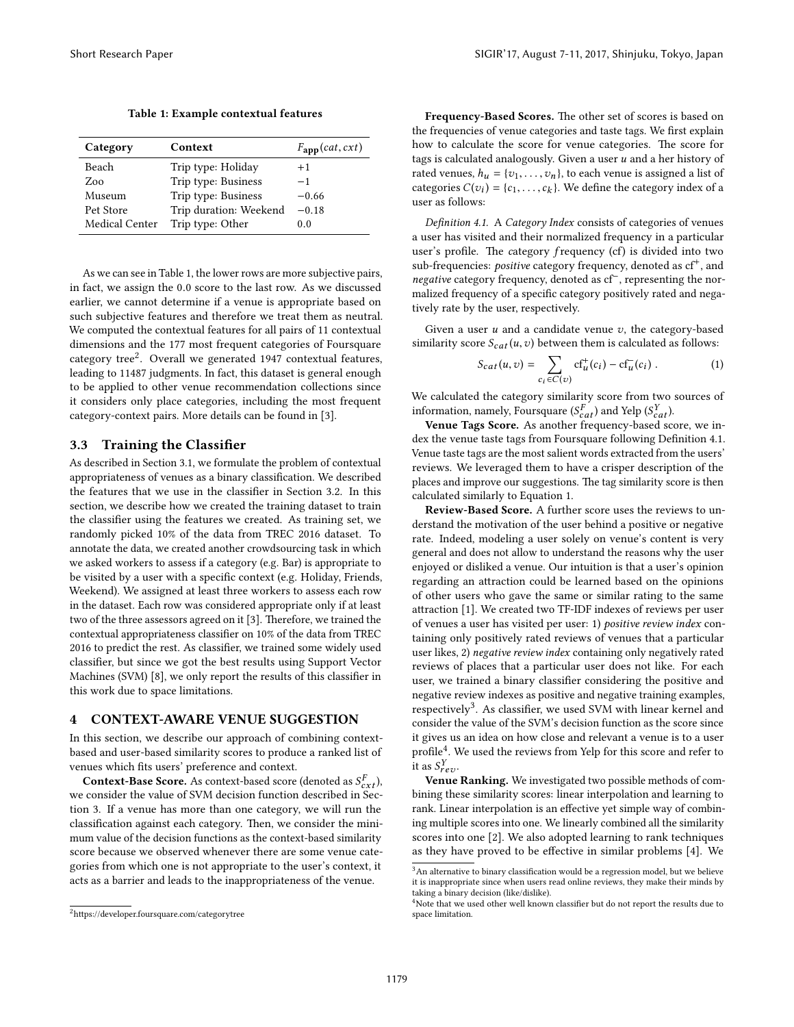**Table 1: Example contextual features**

| Category | Context | $F_{\mathbf{app}}(cat, cxt)$ |
|---|---|---|
| Beach | Trip type: Holiday | $+1$ |
| Zoo | Trip type: Business | $-1$ |
| Museum | Trip type: Business | $-0.66$ |
| Pet Store | Trip duration: Weekend | $-0.18$ |
| Medical Center | Trip type: Other | $0.0$ |

As we can see in Table 1, the lower rows are more subjective pairs, in fact, we assign the 0.0 score to the last row. As we discussed earlier, we cannot determine if a venue is appropriate based on such subjective features and therefore we treat them as neutral. We computed the contextual features for all pairs of 11 contextual dimensions and the 177 most frequent categories of Foursquare category tree[2]. Overall we generated 1947 contextual features, leading to 11487 judgments. In fact, this dataset is general enough to be applied to other venue recommendation collections since it considers only place categories, including the most frequent category-context pairs. More details can be found in [3].

### 3.3 Training the Classifier

As described in Section 3.1, we formulate the problem of contextual appropriateness of venues as a binary classification. We described the features that we use in the classifier in Section 3.2. In this section, we describe how we created the training dataset to train the classifier using the features we created. As training set, we randomly picked 10% of the data from TREC 2016 dataset. To annotate the data, we created another crowdsourcing task in which we asked workers to assess if a category (e.g. Bar) is appropriate to be visited by a user with a specific context (e.g. Holiday, Friends, Weekend). We assigned at least three workers to assess each row in the dataset. Each row was considered appropriate only if at least two of the three assessors agreed on it [3]. Therefore, we trained the contextual appropriateness classifier on 10% of the data from TREC 2016 to predict the rest. As classifier, we trained some widely used classifier, but since we got the best results using Support Vector Machines (SVM) [8], we only report the results of this classifier in this work due to space limitations.

## 4 CONTEXT-AWARE VENUE SUGGESTION

In this section, we describe our approach of combining context-based and user-based similarity scores to produce a ranked list of venues which fits users' preference and context.

**Context-Base Score.** As context-based score (denoted as $S^F_{cxt}$), we consider the value of SVM decision function described in Section 3. If a venue has more than one category, we will run the classification against each category. Then, we consider the minimum value of the decision functions as the context-based similarity score because we observed whenever there are some venue categories from which one is not appropriate to the user's context, it acts as a barrier and leads to the inappropriateness of the venue.

[2] https://developer.foursquare.com/categorytree

**Frequency-Based Scores.** The other set of scores is based on the frequencies of venue categories and taste tags. We first explain how to calculate the score for venue categories. The score for tags is calculated analogously. Given a user $u$ and a her history of rated venues, $h_u = \{v_1, \ldots, v_n\}$, to each venue is assigned a list of categories $C(v_i) = \{c_1, \ldots, c_k\}$. We define the category index of a user as follows:

*Definition 4.1.* A *Category Index* consists of categories of venues a user has visited and their normalized frequency in a particular user's profile. The category *f*requency (cf) is divided into two sub-frequencies: *positive* category frequency, denoted as $\mathrm{cf}^+$, and *negative* category frequency, denoted as $\mathrm{cf}^-$, representing the normalized frequency of a specific category positively rated and negatively rate by the user, respectively.

Given a user $u$ and a candidate venue $v$, the category-based similarity score $S_{cat}(u, v)$ between them is calculated as follows:

$$S_{cat}(u, v) = \sum_{c_i \in C(v)} \mathrm{cf}^+_u(c_i) - \mathrm{cf}^-_u(c_i) \ . \quad (1)$$

We calculated the category similarity score from two sources of information, namely, Foursquare ($S^F_{cat}$) and Yelp ($S^Y_{cat}$).

**Venue Tags Score.** As another frequency-based score, we index the venue taste tags from Foursquare following Definition 4.1. Venue taste tags are the most salient words extracted from the users' reviews. We leveraged them to have a crisper description of the places and improve our suggestions. The tag similarity score is then calculated similarly to Equation 1.

**Review-Based Score.** A further score uses the reviews to understand the motivation of the user behind a positive or negative rate. Indeed, modeling a user solely on venue's content is very general and does not allow to understand the reasons why the user enjoyed or disliked a venue. Our intuition is that a user's opinion regarding an attraction could be learned based on the opinions of other users who gave the same or similar rating to the same attraction [1]. We created two TF-IDF indexes of reviews per user of venues a user has visited per user: 1) *positive review index* containing only positively rated reviews of venues that a particular user likes, 2) *negative review index* containing only negatively rated reviews of places that a particular user does not like. For each user, we trained a binary classifier considering the positive and negative review indexes as positive and negative training examples, respectively[3]. As classifier, we used SVM with linear kernel and consider the value of the SVM's decision function as the score since it gives us an idea on how close and relevant a venue is to a user profile[4]. We used the reviews from Yelp for this score and refer to it as $S^Y_{rev}$.

**Venue Ranking.** We investigated two possible methods of combining these similarity scores: linear interpolation and learning to rank. Linear interpolation is an effective yet simple way of combining multiple scores into one. We linearly combined all the similarity scores into one [2]. We also adopted learning to rank techniques as they have proved to be effective in similar problems [4]. We

[3] An alternative to binary classification would be a regression model, but we believe it is inappropriate since when users read online reviews, they make their minds by taking a binary decision (like/dislike).

[4] Note that we used other well known classifier but do not report the results due to space limitation.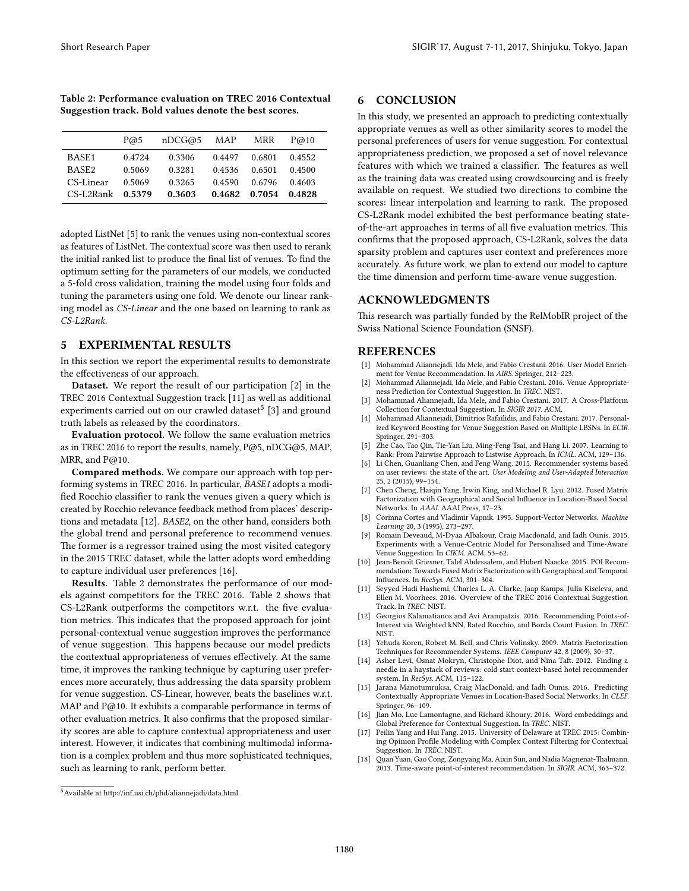**Table 2: Performance evaluation on TREC 2016 Contextual Suggestion track. Bold values denote the best scores.**

| | P@5 | nDCG@5 | MAP | MRR | P@10 |
|---|---|---|---|---|---|
| BASE1 | 0.4724 | 0.3306 | 0.4497 | 0.6801 | 0.4552 |
| BASE2 | 0.5069 | 0.3281 | 0.4536 | 0.6501 | 0.4500 |
| CS-Linear | 0.5069 | 0.3265 | 0.4590 | 0.6796 | 0.4603 |
| CS-L2Rank | **0.5379** | **0.3603** | **0.4682** | **0.7054** | **0.4828** |

adopted ListNet [5] to rank the venues using non-contextual scores as features of ListNet. The contextual score was then used to rerank the initial ranked list to produce the final list of venues. To find the optimum setting for the parameters of our models, we conducted a 5-fold cross validation, training the model using four folds and tuning the parameters using one fold. We denote our linear ranking model as *CS-Linear* and the one based on learning to rank as *CS-L2Rank*.

## 5 EXPERIMENTAL RESULTS

In this section we report the experimental results to demonstrate the effectiveness of our approach.

**Dataset.** We report the result of our participation [2] in the TREC 2016 Contextual Suggestion track [11] as well as additional experiments carried out on our crawled dataset[5] [3] and ground truth labels as released by the coordinators.

**Evaluation protocol.** We follow the same evaluation metrics as in TREC 2016 to report the results, namely, P@5, nDCG@5, MAP, MRR, and P@10.

**Compared methods.** We compare our approach with top performing systems in TREC 2016. In particular, *BASE1* adopts a modified Rocchio classifier to rank the venues given a query which is created by Rocchio relevance feedback method from places' descriptions and metadata [12]. *BASE2*, on the other hand, considers both the global trend and personal preference to recommend venues. The former is a regressor trained using the most visited category in the 2015 TREC dataset, while the latter adopts word embedding to capture individual user preferences [16].

**Results.** Table 2 demonstrates the performance of our models against competitors for the TREC 2016. Table 2 shows that CS-L2Rank outperforms the competitors w.r.t. the five evaluation metrics. This indicates that the proposed approach for joint personal-contextual venue suggestion improves the performance of venue suggestion. This happens because our model predicts the contextual appropriateness of venues effectively. At the same time, it improves the ranking technique by capturing user preferences more accurately, thus addressing the data sparsity problem for venue suggestion. CS-Linear, however, beats the baselines w.r.t. MAP and P@10. It exhibits a comparable performance in terms of other evaluation metrics. It also confirms that the proposed similarity scores are able to capture contextual appropriateness and user interest. However, it indicates that combining multimodal information is a complex problem and thus more sophisticated techniques, such as learning to rank, perform better.

[5] Available at http://inf.usi.ch/phd/aliannejadi/data.html

## 6 CONCLUSION

In this study, we presented an approach to predicting contextually appropriate venues as well as other similarity scores to model the personal preferences of users for venue suggestion. For contextual appropriateness prediction, we proposed a set of novel relevance features with which we trained a classifier. The features as well as the training data was created using crowdsourcing and is freely available on request. We studied two directions to combine the scores: linear interpolation and learning to rank. The proposed CS-L2Rank model exhibited the best performance beating state-of-the-art approaches in terms of all five evaluation metrics. This confirms that the proposed approach, CS-L2Rank, solves the data sparsity problem and captures user context and preferences more accurately. As future work, we plan to extend our model to capture the time dimension and perform time-aware venue suggestion.

## ACKNOWLEDGMENTS

This research was partially funded by the RelMobIR project of the Swiss National Science Foundation (SNSF).

## REFERENCES

[1] Mohammad Aliannejadi, Ida Mele, and Fabio Crestani. 2016. User Model Enrichment for Venue Recommendation. In *AIRS*. Springer, 212–223.

[2] Mohammad Aliannejadi, Ida Mele, and Fabio Crestani. 2016. Venue Appropriateness Prediction for Contextual Suggestion. In *TREC*. NIST.

[3] Mohammad Aliannejadi, Ida Mele, and Fabio Crestani. 2017. A Cross-Platform Collection for Contextual Suggestion. In *SIGIR 2017*. ACM.

[4] Mohammad Aliannejadi, Dimitrios Rafailidis, and Fabio Crestani. 2017. Personalized Keyword Boosting for Venue Suggestion Based on Multiple LBSNs. In *ECIR*. Springer, 291–303.

[5] Zhe Cao, Tao Qin, Tie-Yan Liu, Ming-Feng Tsai, and Hang Li. 2007. Learning to Rank: From Pairwise Approach to Listwise Approach. In *ICML*. ACM, 129–136.

[6] Li Chen, Guanliang Chen, and Feng Wang. 2015. Recommender systems based on user reviews: the state of the art. *User Modeling and User-Adapted Interaction* 25, 2 (2015), 99–154.

[7] Chen Cheng, Haiqin Yang, Irwin King, and Michael R. Lyu. 2012. Fused Matrix Factorization with Geographical and Social Influence in Location-Based Social Networks. In *AAAI*. AAAI Press, 17–23.

[8] Corinna Cortes and Vladimir Vapnik. 1995. Support-Vector Networks. *Machine Learning* 20, 3 (1995), 273–297.

[9] Romain Deveaud, M-Dyaa Albakour, Craig Macdonald, and Iadh Ounis. 2015. Experiments with a Venue-Centric Model for Personalised and Time-Aware Venue Suggestion. In *CIKM*. ACM, 53–62.

[10] Jean-Benoît Griesner, Talel Abdessalem, and Hubert Naacke. 2015. POI Recommendation: Towards Fused Matrix Factorization with Geographical and Temporal Influences. In *RecSys*. ACM, 301–304.

[11] Seyyed Hadi Hashemi, Charles L. A. Clarke, Jaap Kamps, Julia Kiseleva, and Ellen M. Voorhees. 2016. Overview of the TREC 2016 Contextual Suggestion Track. In *TREC*. NIST.

[12] Georgios Kalamatianos and Avi Arampatzis. 2016. Recommending Points-of-Interest via Weighted kNN, Rated Rocchio, and Borda Count Fusion. In *TREC*. NIST.

[13] Yehuda Koren, Robert M. Bell, and Chris Volinsky. 2009. Matrix Factorization Techniques for Recommender Systems. *IEEE Computer* 42, 8 (2009), 30–37.

[14] Asher Levi, Osnat Mokryn, Christophe Diot, and Nina Taft. 2012. Finding a needle in a haystack of reviews: cold start context-based hotel recommender system. In *RecSys*. ACM, 115–122.

[15] Jarana Manotumruksa, Craig MacDonald, and Iadh Ounis. 2016. Predicting Contextually Appropriate Venues in Location-Based Social Networks. In *CLEF*. Springer, 96–109.

[16] Jian Mo, Luc Lamontagne, and Richard Khoury. 2016. Word embeddings and Global Preference for Contextual Suggestion. In *TREC*. NIST.

[17] Peilin Yang and Hui Fang. 2015. University of Delaware at TREC 2015: Combining Opinion Profile Modeling with Complex Context Filtering for Contextual Suggestion. In *TREC*. NIST.

[18] Quan Yuan, Gao Cong, Zongyang Ma, Aixin Sun, and Nadia Magnenat-Thalmann. 2013. Time-aware point-of-interest recommendation. In *SIGIR*. ACM, 363–372.